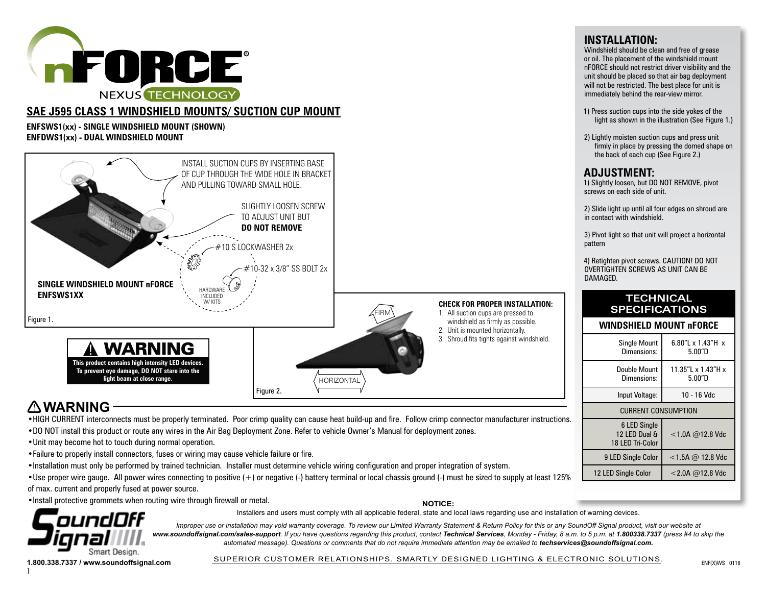# nFORCE® NEXUS TECHNOLOGY

## SAE J595 CLASS 1 WINDSHIELD MOUNTS/ SUCTION CUP MOUNT

**ENFSWS1(xx) - SINGLE WINDSHIELD MOUNT (SHOWN)**
**ENFDWS1(xx) - DUAL WINDSHIELD MOUNT**

INSTALL SUCTION CUPS BY INSERTING BASE OF CUP THROUGH THE WIDE HOLE IN BRACKET AND PULLING TOWARD SMALL HOLE.

SLIGHTLY LOOSEN SCREW TO ADJUST UNIT BUT **DO NOT REMOVE**

#10 S LOCKWASHER 2x

#10-32 x 3/8" SS BOLT 2x

HARDWARE INCLUDED W/ KITS

**SINGLE WINDSHIELD MOUNT nFORCE ENFSWS1XX**

Figure 1.

FIRM

HORIZONTAL

**CHECK FOR PROPER INSTALLATION:**

1. All suction cups are pressed to windshield as firmly as possible.
2. Unit is mounted horizontally.
3. Shroud fits tights against windshield.

Figure 2.

**⚠ WARNING**

**This product contains high intensity LED devices. To prevent eye damage, DO NOT stare into the light beam at close range.**

## ⚠ WARNING

- HIGH CURRENT interconnects must be properly terminated. Poor crimp quality can cause heat build-up and fire. Follow crimp connector manufacturer instructions.
- DO NOT install this product or route any wires in the Air Bag Deployment Zone. Refer to vehicle Owner's Manual for deployment zones.
- Unit may become hot to touch during normal operation.
- Failure to properly install connectors, fuses or wiring may cause vehicle failure or fire.
- Installation must only be performed by trained technician. Installer must determine vehicle wiring configuration and proper integration of system.
- Use proper wire gauge. All power wires connecting to positive (+) or negative (-) battery terminal or local chassis ground (-) must be sized to supply at least 125% of max. current and properly fused at power source.
- Install protective grommets when routing wire through firewall or metal.

## INSTALLATION:

Windshield should be clean and free of grease or oil. The placement of the windshield mount nFORCE should not restrict driver visibility and the unit should be placed so that air bag deployment will not be restricted. The best place for unit is immediately behind the rear-view mirror.

1) Press suction cups into the side yokes of the light as shown in the illustration (See Figure 1.)

2) Lightly moisten suction cups and press unit firmly in place by pressing the domed shape on the back of each cup (See Figure 2.)

## ADJUSTMENT:

1) Slightly loosen, but DO NOT REMOVE, pivot screws on each side of unit.

2) Slide light up until all four edges on shroud are in contact with windshield.

3) Pivot light so that unit will project a horizontal pattern

4) Retighten pivot screws. CAUTION! DO NOT OVERTIGHTEN SCREWS AS UNIT CAN BE DAMAGED.

## TECHNICAL SPECIFICATIONS

| WINDSHIELD MOUNT nFORCE | |
|---|---|
| Single Mount Dimensions: | 6.80"L x 1.43"H x 5.00"D |
| Double Mount Dimensions: | 11.35"L x 1.43"H x 5.00"D |
| Input Voltage: | 10 - 16 Vdc |
| CURRENT CONSUMPTION | |
| 6 LED Single 12 LED Dual & 18 LED Tri-Color | <1.0A @12.8 Vdc |
| 9 LED Single Color | <1.5A @ 12.8 Vdc |
| 12 LED Single Color | <2.0A @12.8 Vdc |

**NOTICE:**

Installers and users must comply with all applicable federal, state and local laws regarding use and installation of warning devices.

*Improper use or installation may void warranty coverage. To review our Limited Warranty Statement & Return Policy for this or any SoundOff Signal product, visit our website at **www.soundoffsignal.com/sales-support**. If you have questions regarding this product, contact **Technical Services**, Monday - Friday, 8 a.m. to 5 p.m. at **1.800338.7337** (press #4 to skip the automated message). Questions or comments that do not require immediate attention may be emailed to **techservices@soundoffsignal.com.***

SoundOff Signal — Smart Design.

**1.800.338.7337 / www.soundoffsignal.com**

SUPERIOR CUSTOMER RELATIONSHIPS. SMARTLY DESIGNED LIGHTING & ELECTRONIC SOLUTIONS.

ENF(X)WS 0118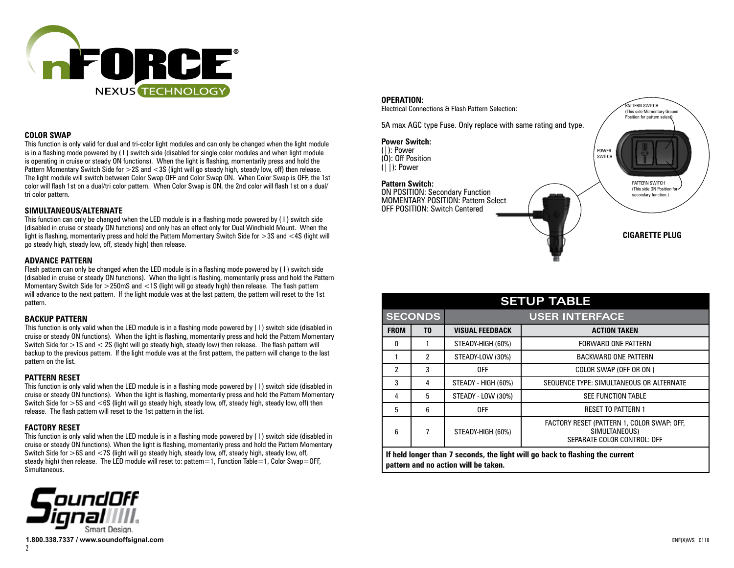## COLOR SWAP

This function is only valid for dual and tri-color light modules and can only be changed when the light module is in a flashing mode powered by ( I ) switch side (disabled for single color modules and when light module is operating in cruise or steady ON functions). When the light is flashing, momentarily press and hold the Pattern Momentary Switch Side for >2S and <3S (light will go steady high, steady low, off) then release. The light module will switch between Color Swap OFF and Color Swap ON. When Color Swap is OFF, the 1st color will flash 1st on a dual/tri color pattern. When Color Swap is ON, the 2nd color will flash 1st on a dual/tri color pattern.

## SIMULTANEOUS/ALTERNATE

This function can only be changed when the LED module is in a flashing mode powered by ( I ) switch side (disabled in cruise or steady ON functions) and only has an effect only for Dual Windhield Mount. When the light is flashing, momentarily press and hold the Pattern Momentary Switch Side for >3S and <4S (light will go steady high, steady low, off, steady high) then release.

## ADVANCE PATTERN

Flash pattern can only be changed when the LED module is in a flashing mode powered by ( I ) switch side (disabled in cruise or steady ON functions). When the light is flashing, momentarily press and hold the Pattern Momentary Switch Side for >250mS and <1S (light will go steady high) then release. The flash pattern will advance to the next pattern. If the light module was at the last pattern, the pattern will reset to the 1st pattern.

## BACKUP PATTERN

This function is only valid when the LED module is in a flashing mode powered by ( I ) switch side (disabled in cruise or steady ON functions). When the light is flashing, momentarily press and hold the Pattern Momentary Switch Side for >1S and < 2S (light will go steady high, steady low) then release. The flash pattern will backup to the previous pattern. If the light module was at the first pattern, the pattern will change to the last pattern on the list.

## PATTERN RESET

This function is only valid when the LED module is in a flashing mode powered by ( I ) switch side (disabled in cruise or steady ON functions). When the light is flashing, momentarily press and hold the Pattern Momentary Switch Side for >5S and <6S (light will go steady high, steady low, off, steady high, steady low, off) then release. The flash pattern will reset to the 1st pattern in the list.

## FACTORY RESET

This function is only valid when the LED module is in a flashing mode powered by ( I ) switch side (disabled in cruise or steady ON functions). When the light is flashing, momentarily press and hold the Pattern Momentary Switch Side for >6S and <7S (light will go steady high, steady low, off, steady high, steady low, off, steady high) then release. The LED module will reset to: pattern=1, Function Table=1, Color Swap=OFF, Simultaneous.

1.800.338.7337 / www.soundoffsignal.com

## OPERATION:

Electrical Connections & Flash Pattern Selection:

5A max AGC type Fuse. Only replace with same rating and type.

**Power Switch:**
( | ): Power
(O): Off Position
( | | ): Power

**Pattern Switch:**
ON POSITION: Secondary Function
MOMENTARY POSITION: Pattern Select
OFF POSITION: Switch Centered

PATTERN SWITCH (This side Momentary Ground Position for pattern select)

POWER SWITCH

PATTERN SWITCH (This side ON Position for secondary function.)

**CIGARETTE PLUG**

## SETUP TABLE

| SECONDS | | USER INTERFACE | |
|---|---|---|---|
| FROM | TO | VISUAL FEEDBACK | ACTION TAKEN |
| 0 | 1 | STEADY-HIGH (60%) | FORWARD ONE PATTERN |
| 1 | 2 | STEADY-LOW (30%) | BACKWARD ONE PATTERN |
| 2 | 3 | OFF | COLOR SWAP (OFF OR ON ) |
| 3 | 4 | STEADY - HIGH (60%) | SEQUENCE TYPE: SIMULTANEOUS OR ALTERNATE |
| 4 | 5 | STEADY - LOW (30%) | SEE FUNCTION TABLE |
| 5 | 6 | OFF | RESET TO PATTERN 1 |
| 6 | 7 | STEADY-HIGH (60%) | FACTORY RESET (PATTERN 1, COLOR SWAP: OFF, SIMULTANEOUS) SEPARATE COLOR CONTROL: OFF |

**If held longer than 7 seconds, the light will go back to flashing the current pattern and no action will be taken.**

ENF(X)WS 0118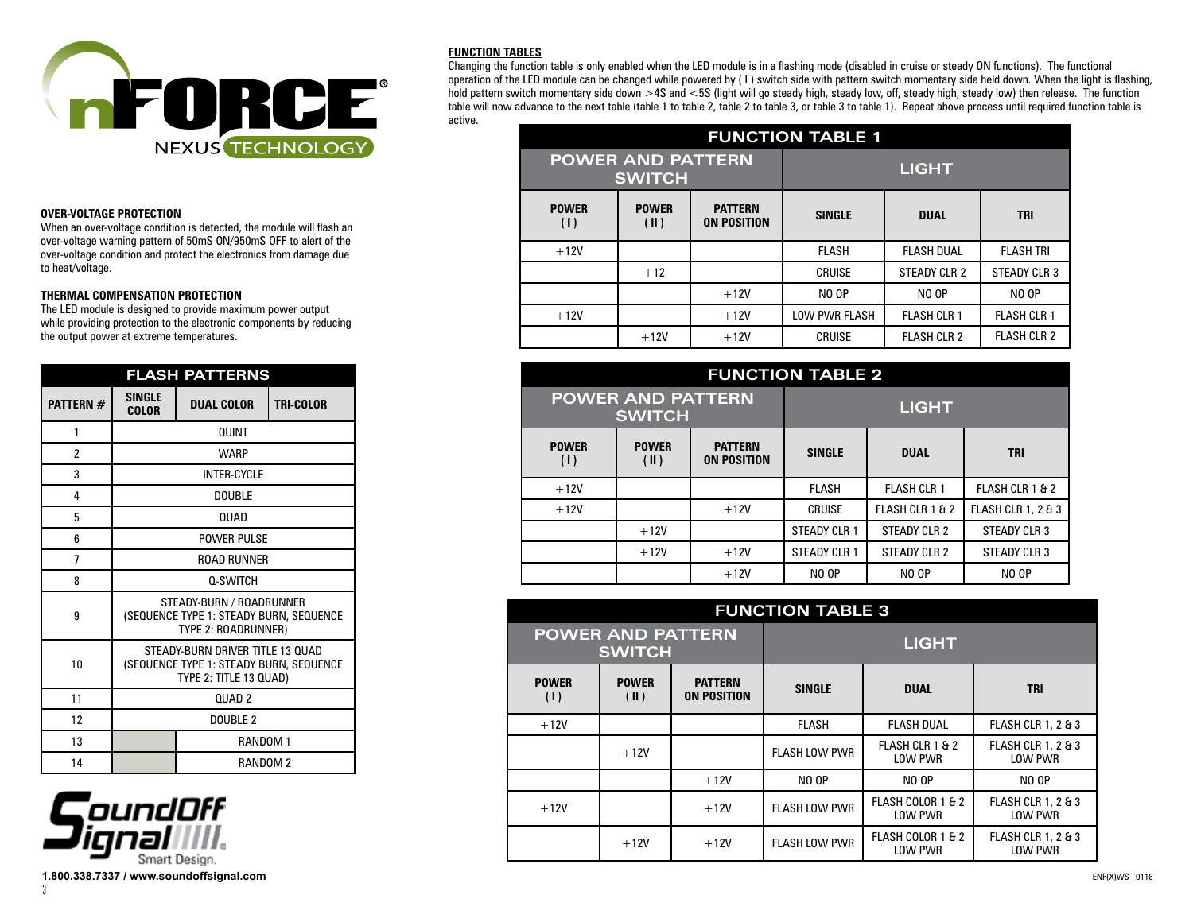nFORCE® NEXUS TECHNOLOGY

**OVER-VOLTAGE PROTECTION**
When an over-voltage condition is detected, the module will flash an over-voltage warning pattern of 50mS ON/950mS OFF to alert of the over-voltage condition and protect the electronics from damage due to heat/voltage.

**THERMAL COMPENSATION PROTECTION**
The LED module is designed to provide maximum power output while providing protection to the electronic components by reducing the output power at extreme temperatures.

| FLASH PATTERNS | | | |
|---|---|---|---|
| PATTERN # | SINGLE COLOR | DUAL COLOR | TRI-COLOR |
| 1 | QUINT | | |
| 2 | WARP | | |
| 3 | INTER-CYCLE | | |
| 4 | DOUBLE | | |
| 5 | QUAD | | |
| 6 | POWER PULSE | | |
| 7 | ROAD RUNNER | | |
| 8 | Q-SWITCH | | |
| 9 | STEADY-BURN / ROADRUNNER (SEQUENCE TYPE 1: STEADY BURN, SEQUENCE TYPE 2: ROADRUNNER) | | |
| 10 | STEADY-BURN DRIVER TITLE 13 QUAD (SEQUENCE TYPE 1: STEADY BURN, SEQUENCE TYPE 2: TITLE 13 QUAD) | | |
| 11 | QUAD 2 | | |
| 12 | DOUBLE 2 | | |
| 13 | | RANDOM 1 | |
| 14 | | RANDOM 2 | |

SoundOff Signal Smart Design.

1.800.338.7337 / www.soundoffsignal.com

**FUNCTION TABLES**

Changing the function table is only enabled when the LED module is in a flashing mode (disabled in cruise or steady ON functions). The functional operation of the LED module can be changed while powered by ( I ) switch side with pattern switch momentary side held down. When the light is flashing, hold pattern switch momentary side down >4S and <5S (light will go steady high, steady low, off, steady high, steady low) then release. The function table will now advance to the next table (table 1 to table 2, table 2 to table 3, or table 3 to table 1). Repeat above process until required function table is active.

**FUNCTION TABLE 1**

| POWER AND PATTERN SWITCH | | | LIGHT | | |
|---|---|---|---|---|---|
| POWER ( I ) | POWER ( II ) | PATTERN ON POSITION | SINGLE | DUAL | TRI |
| +12V | | | FLASH | FLASH DUAL | FLASH TRI |
| | +12 | | CRUISE | STEADY CLR 2 | STEADY CLR 3 |
| | | +12V | NO OP | NO OP | NO OP |
| +12V | | +12V | LOW PWR FLASH | FLASH CLR 1 | FLASH CLR 1 |
| | +12V | +12V | CRUISE | FLASH CLR 2 | FLASH CLR 2 |

**FUNCTION TABLE 2**

| POWER AND PATTERN SWITCH | | | LIGHT | | |
|---|---|---|---|---|---|
| POWER ( I ) | POWER ( II ) | PATTERN ON POSITION | SINGLE | DUAL | TRI |
| +12V | | | FLASH | FLASH CLR 1 | FLASH CLR 1 & 2 |
| +12V | | +12V | CRUISE | FLASH CLR 1 & 2 | FLASH CLR 1, 2 & 3 |
| | +12V | | STEADY CLR 1 | STEADY CLR 2 | STEADY CLR 3 |
| | +12V | +12V | STEADY CLR 1 | STEADY CLR 2 | STEADY CLR 3 |
| | | +12V | NO OP | NO OP | NO OP |

**FUNCTION TABLE 3**

| POWER AND PATTERN SWITCH | | | LIGHT | | |
|---|---|---|---|---|---|
| POWER ( I ) | POWER ( II ) | PATTERN ON POSITION | SINGLE | DUAL | TRI |
| +12V | | | FLASH | FLASH DUAL | FLASH CLR 1, 2 & 3 |
| | +12V | | FLASH LOW PWR | FLASH CLR 1 & 2 LOW PWR | FLASH CLR 1, 2 & 3 LOW PWR |
| | | +12V | NO OP | NO OP | NO OP |
| +12V | | +12V | FLASH LOW PWR | FLASH COLOR 1 & 2 LOW PWR | FLASH CLR 1, 2 & 3 LOW PWR |
| | +12V | +12V | FLASH LOW PWR | FLASH COLOR 1 & 2 LOW PWR | FLASH CLR 1, 2 & 3 LOW PWR |

ENF(X)WS 0118